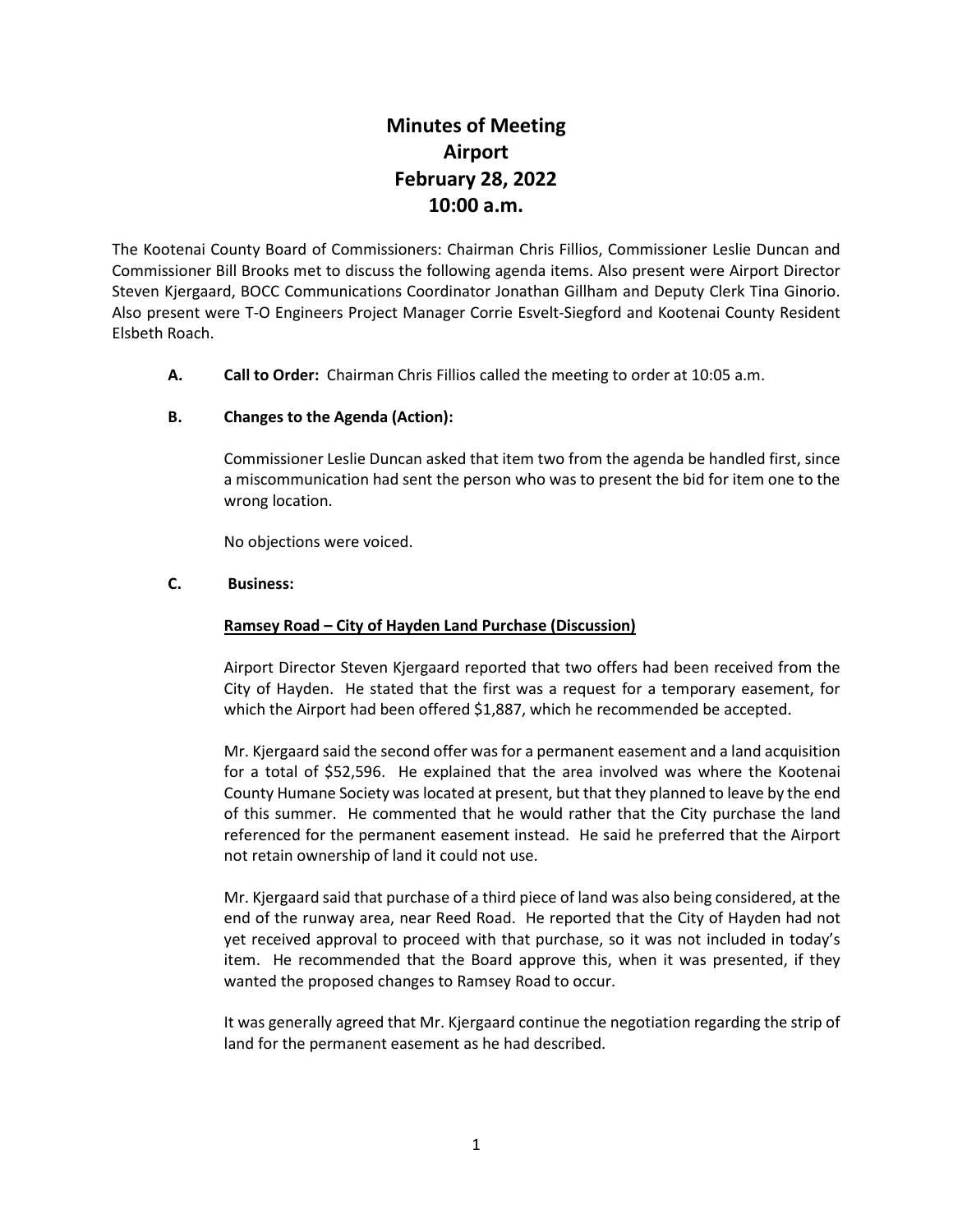# Minutes of Meeting
# Airport
# February 28, 2022
# 10:00 a.m.

The Kootenai County Board of Commissioners: Chairman Chris Fillios, Commissioner Leslie Duncan and Commissioner Bill Brooks met to discuss the following agenda items. Also present were Airport Director Steven Kjergaard, BOCC Communications Coordinator Jonathan Gillham and Deputy Clerk Tina Ginorio. Also present were T-O Engineers Project Manager Corrie Esvelt-Siegford and Kootenai County Resident Elsbeth Roach.

**A. Call to Order:** Chairman Chris Fillios called the meeting to order at 10:05 a.m.

**B. Changes to the Agenda (Action):**

Commissioner Leslie Duncan asked that item two from the agenda be handled first, since a miscommunication had sent the person who was to present the bid for item one to the wrong location.

No objections were voiced.

**C. Business:**

**Ramsey Road – City of Hayden Land Purchase (Discussion)**

Airport Director Steven Kjergaard reported that two offers had been received from the City of Hayden. He stated that the first was a request for a temporary easement, for which the Airport had been offered $1,887, which he recommended be accepted.

Mr. Kjergaard said the second offer was for a permanent easement and a land acquisition for a total of $52,596. He explained that the area involved was where the Kootenai County Humane Society was located at present, but that they planned to leave by the end of this summer. He commented that he would rather that the City purchase the land referenced for the permanent easement instead. He said he preferred that the Airport not retain ownership of land it could not use.

Mr. Kjergaard said that purchase of a third piece of land was also being considered, at the end of the runway area, near Reed Road. He reported that the City of Hayden had not yet received approval to proceed with that purchase, so it was not included in today's item. He recommended that the Board approve this, when it was presented, if they wanted the proposed changes to Ramsey Road to occur.

It was generally agreed that Mr. Kjergaard continue the negotiation regarding the strip of land for the permanent easement as he had described.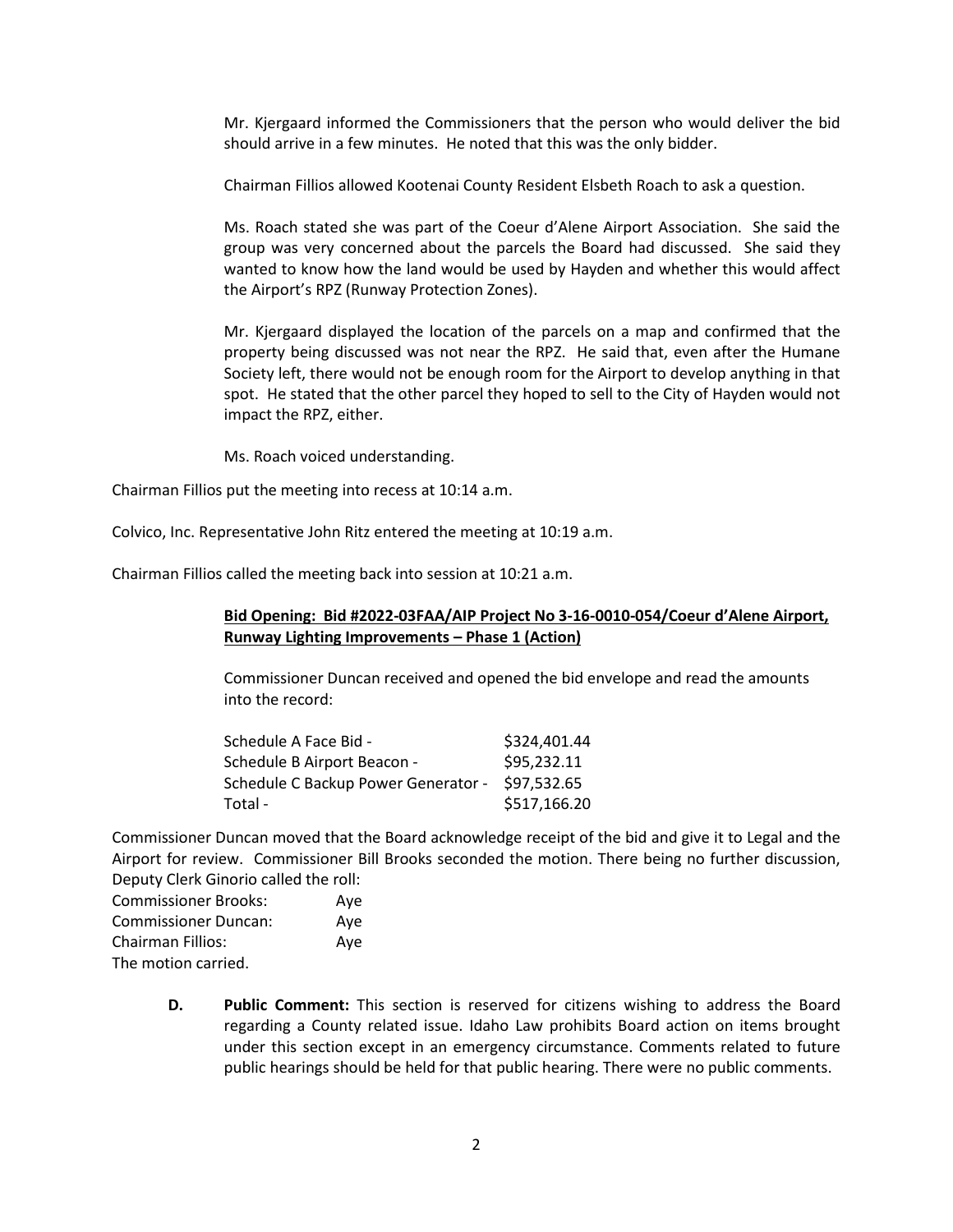Mr. Kjergaard informed the Commissioners that the person who would deliver the bid should arrive in a few minutes. He noted that this was the only bidder.

Chairman Fillios allowed Kootenai County Resident Elsbeth Roach to ask a question.

Ms. Roach stated she was part of the Coeur d'Alene Airport Association. She said the group was very concerned about the parcels the Board had discussed. She said they wanted to know how the land would be used by Hayden and whether this would affect the Airport's RPZ (Runway Protection Zones).

Mr. Kjergaard displayed the location of the parcels on a map and confirmed that the property being discussed was not near the RPZ. He said that, even after the Humane Society left, there would not be enough room for the Airport to develop anything in that spot. He stated that the other parcel they hoped to sell to the City of Hayden would not impact the RPZ, either.

Ms. Roach voiced understanding.

Chairman Fillios put the meeting into recess at 10:14 a.m.

Colvico, Inc. Representative John Ritz entered the meeting at 10:19 a.m.

Chairman Fillios called the meeting back into session at 10:21 a.m.

**Bid Opening: Bid #2022-03FAA/AIP Project No 3-16-0010-054/Coeur d'Alene Airport, Runway Lighting Improvements – Phase 1 (Action)**

Commissioner Duncan received and opened the bid envelope and read the amounts into the record:

| | |
|---|---|
| Schedule A Face Bid - | $324,401.44 |
| Schedule B Airport Beacon - | $95,232.11 |
| Schedule C Backup Power Generator - | $97,532.65 |
| Total - | $517,166.20 |

Commissioner Duncan moved that the Board acknowledge receipt of the bid and give it to Legal and the Airport for review. Commissioner Bill Brooks seconded the motion. There being no further discussion, Deputy Clerk Ginorio called the roll:

| | |
|---|---|
| Commissioner Brooks: | Aye |
| Commissioner Duncan: | Aye |
| Chairman Fillios: | Aye |

The motion carried.

**D. Public Comment:** This section is reserved for citizens wishing to address the Board regarding a County related issue. Idaho Law prohibits Board action on items brought under this section except in an emergency circumstance. Comments related to future public hearings should be held for that public hearing. There were no public comments.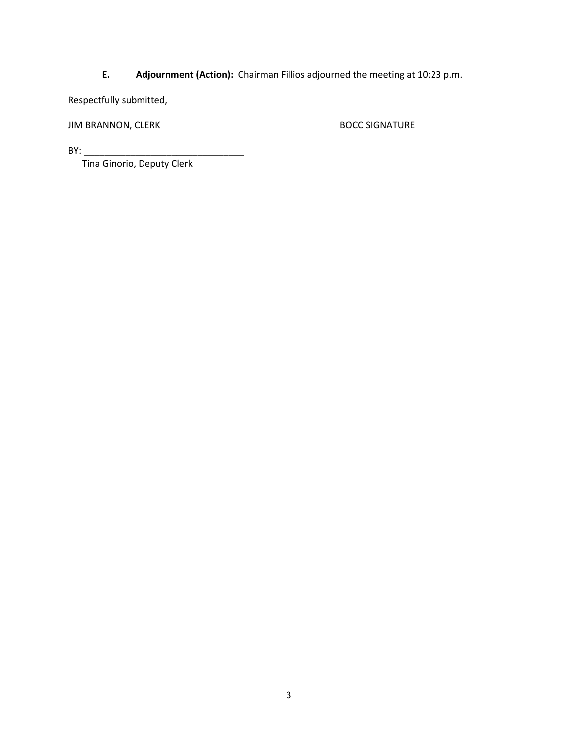**E. Adjournment (Action):** Chairman Fillios adjourned the meeting at 10:23 p.m.

Respectfully submitted,

JIM BRANNON, CLERK                                                            BOCC SIGNATURE

BY: _______________________________
Tina Ginorio, Deputy Clerk